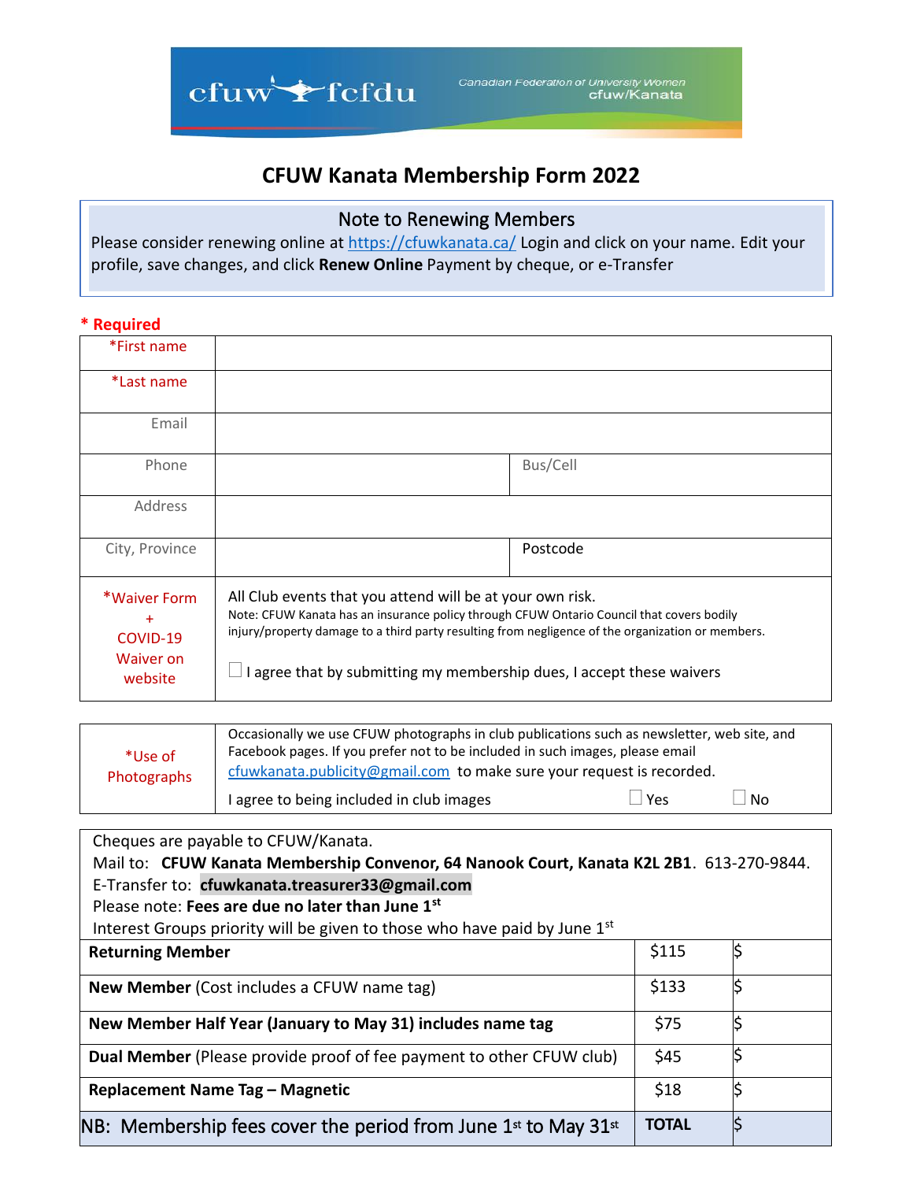cfuw fcfdu — Canadian Federation of University Women cfuw/Kanata

# CFUW Kanata Membership Form 2022

## Note to Renewing Members

Please consider renewing online at https://cfuwkanata.ca/ Login and click on your name. Edit your profile, save changes, and click **Renew Online** Payment by cheque, or e-Transfer

**\* Required**

| | | | |
|---|---|---|---|
| *First name | | | |
| *Last name | | | |
| Email | | | |
| Phone | | Bus/Cell | |
| Address | | | |
| City, Province | | Postcode | |
| *Waiver Form + COVID-19 Waiver on website | All Club events that you attend will be at your own risk.<br>Note: CFUW Kanata has an insurance policy through CFUW Ontario Council that covers bodily injury/property damage to a third party resulting from negligence of the organization or members.<br>☐ I agree that by submitting my membership dues, I accept these waivers | | |

| | |
|---|---|
| *Use of Photographs | Occasionally we use CFUW photographs in club publications such as newsletter, web site, and Facebook pages. If you prefer not to be included in such images, please email cfuwkanata.publicity@gmail.com to make sure your request is recorded.<br>I agree to being included in club images ☐ Yes ☐ No |

Cheques are payable to CFUW/Kanata.
Mail to: **CFUW Kanata Membership Convenor, 64 Nanook Court, Kanata K2L 2B1**. 613-270-9844.
E-Transfer to: **cfuwkanata.treasurer33@gmail.com**
Please note: **Fees are due no later than June 1st**
Interest Groups priority will be given to those who have paid by June 1st

| | | |
|---|---|---|
| **Returning Member** | $115 | $ |
| **New Member** (Cost includes a CFUW name tag) | $133 | $ |
| **New Member Half Year (January to May 31) includes name tag** | $75 | $ |
| **Dual Member** (Please provide proof of fee payment to other CFUW club) | $45 | $ |
| **Replacement Name Tag – Magnetic** | $18 | $ |
| NB: Membership fees cover the period from June 1st to May 31st | **TOTAL** | $ |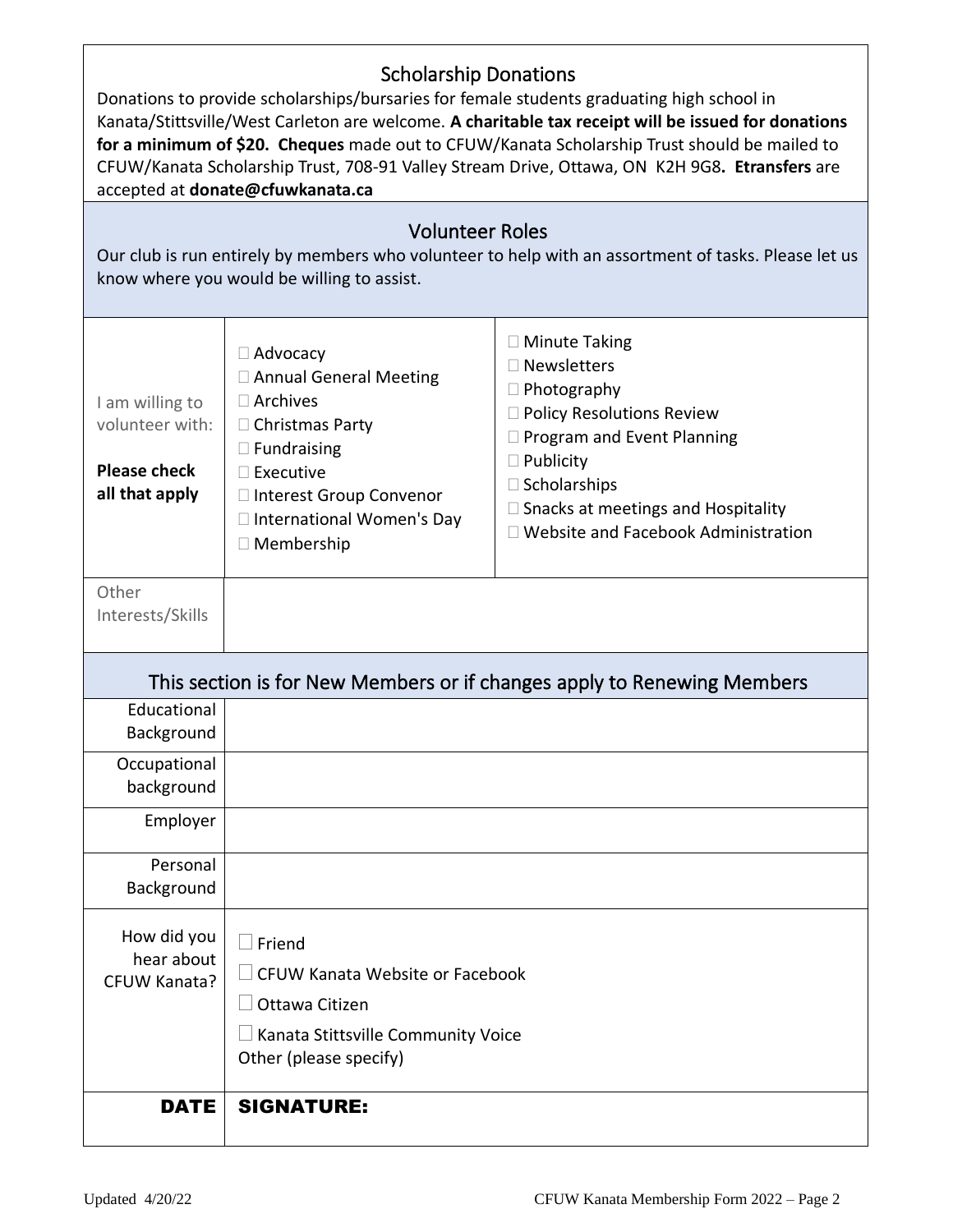## Scholarship Donations

Donations to provide scholarships/bursaries for female students graduating high school in Kanata/Stittsville/West Carleton are welcome. **A charitable tax receipt will be issued for donations for a minimum of $20. Cheques** made out to CFUW/Kanata Scholarship Trust should be mailed to CFUW/Kanata Scholarship Trust, 708-91 Valley Stream Drive, Ottawa, ON K2H 9G8**. Etransfers** are accepted at **donate@cfuwkanata.ca**

## Volunteer Roles

Our club is run entirely by members who volunteer to help with an assortment of tasks. Please let us know where you would be willing to assist.

| | | |
|---|---|---|
| I am willing to volunteer with:<br><br>**Please check all that apply** | ☐ Advocacy<br>☐ Annual General Meeting<br>☐ Archives<br>☐ Christmas Party<br>☐ Fundraising<br>☐ Executive<br>☐ Interest Group Convenor<br>☐ International Women's Day<br>☐ Membership | ☐ Minute Taking<br>☐ Newsletters<br>☐ Photography<br>☐ Policy Resolutions Review<br>☐ Program and Event Planning<br>☐ Publicity<br>☐ Scholarships<br>☐ Snacks at meetings and Hospitality<br>☐ Website and Facebook Administration |
| Other Interests/Skills | | |

## This section is for New Members or if changes apply to Renewing Members

| | |
|---|---|
| Educational Background | |
| Occupational background | |
| Employer | |
| Personal Background | |
| How did you hear about CFUW Kanata? | ☐ Friend<br>☐ CFUW Kanata Website or Facebook<br>☐ Ottawa Citizen<br>☐ Kanata Stittsville Community Voice<br>Other (please specify) |
| **DATE** | **SIGNATURE:** |

Updated 4/20/22 CFUW Kanata Membership Form 2022 – Page 2